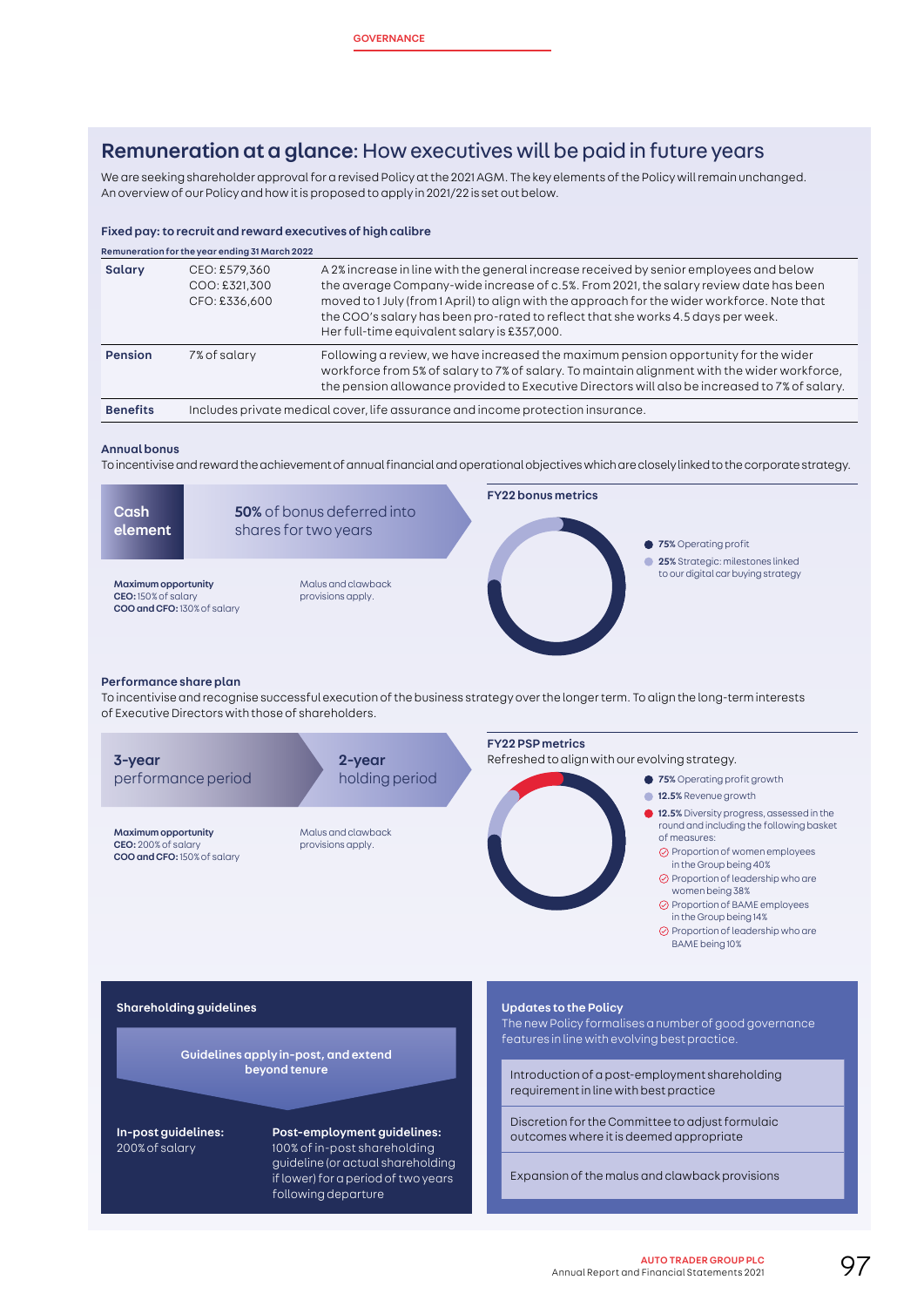## **Remuneration at a glance**: How executives will be paid in future years

We are seeking shareholder approval for a revised Policy at the 2021 AGM. The key elements of the Policy will remain unchanged. An overview of our Policy and how it is proposed to apply in 2021/22 is set out below.

### Fixed pay: to recruit and reward executives of high calibre

**Remuneration for the year ending 31 March 2022**

| | | |
|---|---|---|
| **Salary** | CEO: £579,360<br>COO: £321,300<br>CFO: £336,600 | A 2% increase in line with the general increase received by senior employees and below the average Company-wide increase of c.5%. From 2021, the salary review date has been moved to 1 July (from 1 April) to align with the approach for the wider workforce. Note that the COO's salary has been pro-rated to reflect that she works 4.5 days per week. Her full-time equivalent salary is £357,000. |
| **Pension** | 7% of salary | Following a review, we have increased the maximum pension opportunity for the wider workforce from 5% of salary to 7% of salary. To maintain alignment with the wider workforce, the pension allowance provided to Executive Directors will also be increased to 7% of salary. |
| **Benefits** | Includes private medical cover, life assurance and income protection insurance. | |

### Annual bonus

To incentivise and reward the achievement of annual financial and operational objectives which are closely linked to the corporate strategy.

**Cash element** → **50%** of bonus deferred into shares for two years

**Maximum opportunity**
**CEO:** 150% of salary
**COO and CFO:** 130% of salary

Malus and clawback provisions apply.

**FY22 bonus metrics**

- **75%** Operating profit
- **25%** Strategic: milestones linked to our digital car buying strategy

### Performance share plan

To incentivise and recognise successful execution of the business strategy over the longer term. To align the long-term interests of Executive Directors with those of shareholders.

**3-year** performance period → **2-year** holding period

**Maximum opportunity**
**CEO:** 200% of salary
**COO and CFO:** 150% of salary

Malus and clawback provisions apply.

**FY22 PSP metrics**

Refreshed to align with our evolving strategy.

- **75%** Operating profit growth
- **12.5%** Revenue growth
- **12.5%** Diversity progress, assessed in the round and including the following basket of measures:
  - Proportion of women employees in the Group being 40%
  - Proportion of leadership who are women being 38%
  - Proportion of BAME employees in the Group being 14%
  - Proportion of leadership who are BAME being 10%

### Shareholding guidelines

**Guidelines apply in-post, and extend beyond tenure**

**In-post guidelines:** 200% of salary

**Post-employment guidelines:** 100% of in-post shareholding guideline (or actual shareholding if lower) for a period of two years following departure

### Updates to the Policy

The new Policy formalises a number of good governance features in line with evolving best practice.

- Introduction of a post-employment shareholding requirement in line with best practice
- Discretion for the Committee to adjust formulaic outcomes where it is deemed appropriate
- Expansion of the malus and clawback provisions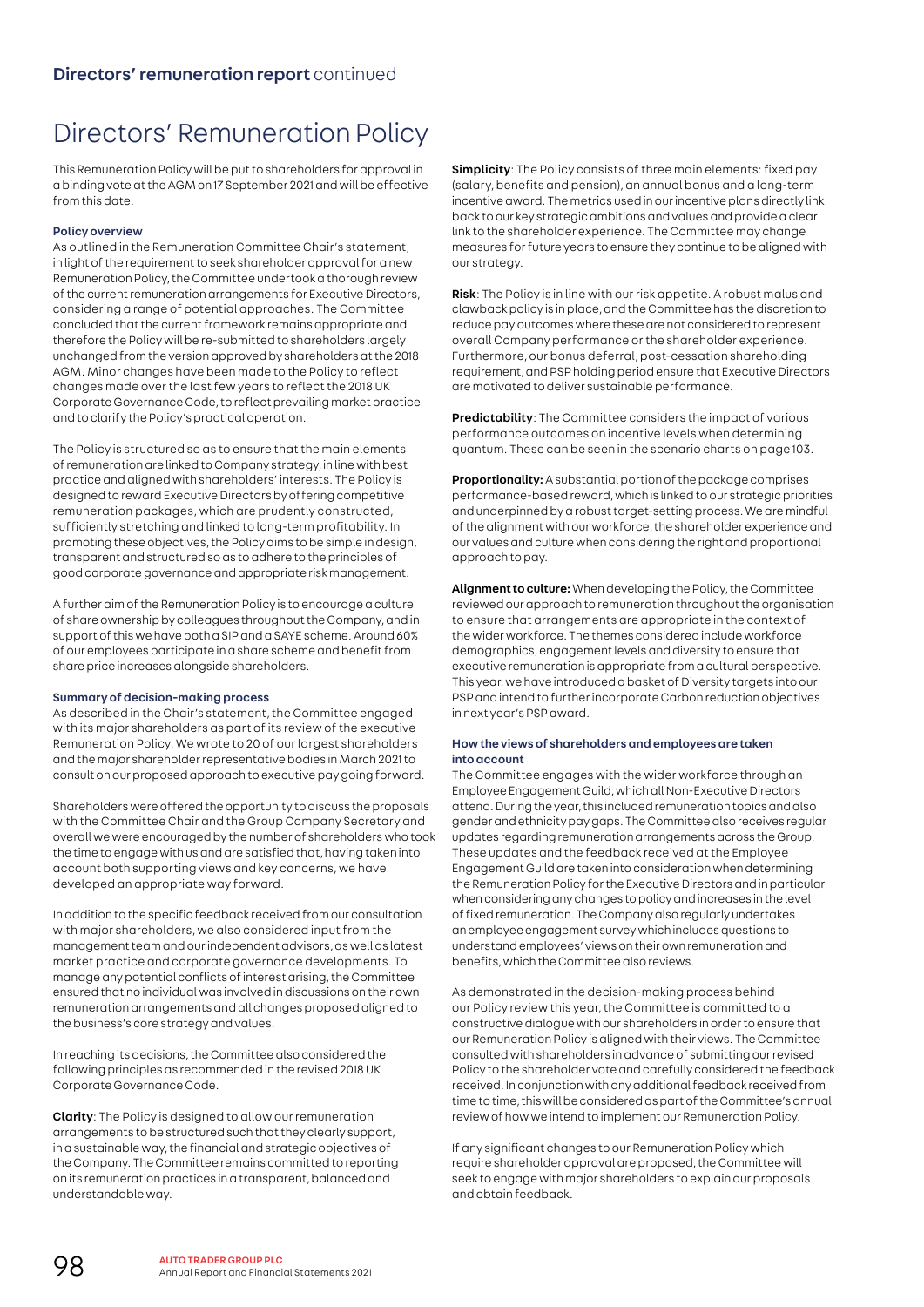# Directors' Remuneration Policy

This Remuneration Policy will be put to shareholders for approval in a binding vote at the AGM on 17 September 2021 and will be effective from this date.

#### Policy overview

As outlined in the Remuneration Committee Chair's statement, in light of the requirement to seek shareholder approval for a new Remuneration Policy, the Committee undertook a thorough review of the current remuneration arrangements for Executive Directors, considering a range of potential approaches. The Committee concluded that the current framework remains appropriate and therefore the Policy will be re-submitted to shareholders largely unchanged from the version approved by shareholders at the 2018 AGM. Minor changes have been made to the Policy to reflect changes made over the last few years to reflect the 2018 UK Corporate Governance Code, to reflect prevailing market practice and to clarify the Policy's practical operation.

The Policy is structured so as to ensure that the main elements of remuneration are linked to Company strategy, in line with best practice and aligned with shareholders' interests. The Policy is designed to reward Executive Directors by offering competitive remuneration packages, which are prudently constructed, sufficiently stretching and linked to long-term profitability. In promoting these objectives, the Policy aims to be simple in design, transparent and structured so as to adhere to the principles of good corporate governance and appropriate risk management.

A further aim of the Remuneration Policy is to encourage a culture of share ownership by colleagues throughout the Company, and in support of this we have both a SIP and a SAYE scheme. Around 60% of our employees participate in a share scheme and benefit from share price increases alongside shareholders.

#### Summary of decision-making process

As described in the Chair's statement, the Committee engaged with its major shareholders as part of its review of the executive Remuneration Policy. We wrote to 20 of our largest shareholders and the major shareholder representative bodies in March 2021 to consult on our proposed approach to executive pay going forward.

Shareholders were offered the opportunity to discuss the proposals with the Committee Chair and the Group Company Secretary and overall we were encouraged by the number of shareholders who took the time to engage with us and are satisfied that, having taken into account both supporting views and key concerns, we have developed an appropriate way forward.

In addition to the specific feedback received from our consultation with major shareholders, we also considered input from the management team and our independent advisors, as well as latest market practice and corporate governance developments. To manage any potential conflicts of interest arising, the Committee ensured that no individual was involved in discussions on their own remuneration arrangements and all changes proposed aligned to the business's core strategy and values.

In reaching its decisions, the Committee also considered the following principles as recommended in the revised 2018 UK Corporate Governance Code.

**Clarity**: The Policy is designed to allow our remuneration arrangements to be structured such that they clearly support, in a sustainable way, the financial and strategic objectives of the Company. The Committee remains committed to reporting on its remuneration practices in a transparent, balanced and understandable way.

**Simplicity**: The Policy consists of three main elements: fixed pay (salary, benefits and pension), an annual bonus and a long-term incentive award. The metrics used in our incentive plans directly link back to our key strategic ambitions and values and provide a clear link to the shareholder experience. The Committee may change measures for future years to ensure they continue to be aligned with our strategy.

**Risk**: The Policy is in line with our risk appetite. A robust malus and clawback policy is in place, and the Committee has the discretion to reduce pay outcomes where these are not considered to represent overall Company performance or the shareholder experience. Furthermore, our bonus deferral, post-cessation shareholding requirement, and PSP holding period ensure that Executive Directors are motivated to deliver sustainable performance.

**Predictability**: The Committee considers the impact of various performance outcomes on incentive levels when determining quantum. These can be seen in the scenario charts on page 103.

**Proportionality:** A substantial portion of the package comprises performance-based reward, which is linked to our strategic priorities and underpinned by a robust target-setting process. We are mindful of the alignment with our workforce, the shareholder experience and our values and culture when considering the right and proportional approach to pay.

**Alignment to culture:** When developing the Policy, the Committee reviewed our approach to remuneration throughout the organisation to ensure that arrangements are appropriate in the context of the wider workforce. The themes considered include workforce demographics, engagement levels and diversity to ensure that executive remuneration is appropriate from a cultural perspective. This year, we have introduced a basket of Diversity targets into our PSP and intend to further incorporate Carbon reduction objectives in next year's PSP award.

#### How the views of shareholders and employees are taken into account

The Committee engages with the wider workforce through an Employee Engagement Guild, which all Non-Executive Directors attend. During the year, this included remuneration topics and also gender and ethnicity pay gaps. The Committee also receives regular updates regarding remuneration arrangements across the Group. These updates and the feedback received at the Employee Engagement Guild are taken into consideration when determining the Remuneration Policy for the Executive Directors and in particular when considering any changes to policy and increases in the level of fixed remuneration. The Company also regularly undertakes an employee engagement survey which includes questions to understand employees' views on their own remuneration and benefits, which the Committee also reviews.

As demonstrated in the decision-making process behind our Policy review this year, the Committee is committed to a constructive dialogue with our shareholders in order to ensure that our Remuneration Policy is aligned with their views. The Committee consulted with shareholders in advance of submitting our revised Policy to the shareholder vote and carefully considered the feedback received. In conjunction with any additional feedback received from time to time, this will be considered as part of the Committee's annual review of how we intend to implement our Remuneration Policy.

If any significant changes to our Remuneration Policy which require shareholder approval are proposed, the Committee will seek to engage with major shareholders to explain our proposals and obtain feedback.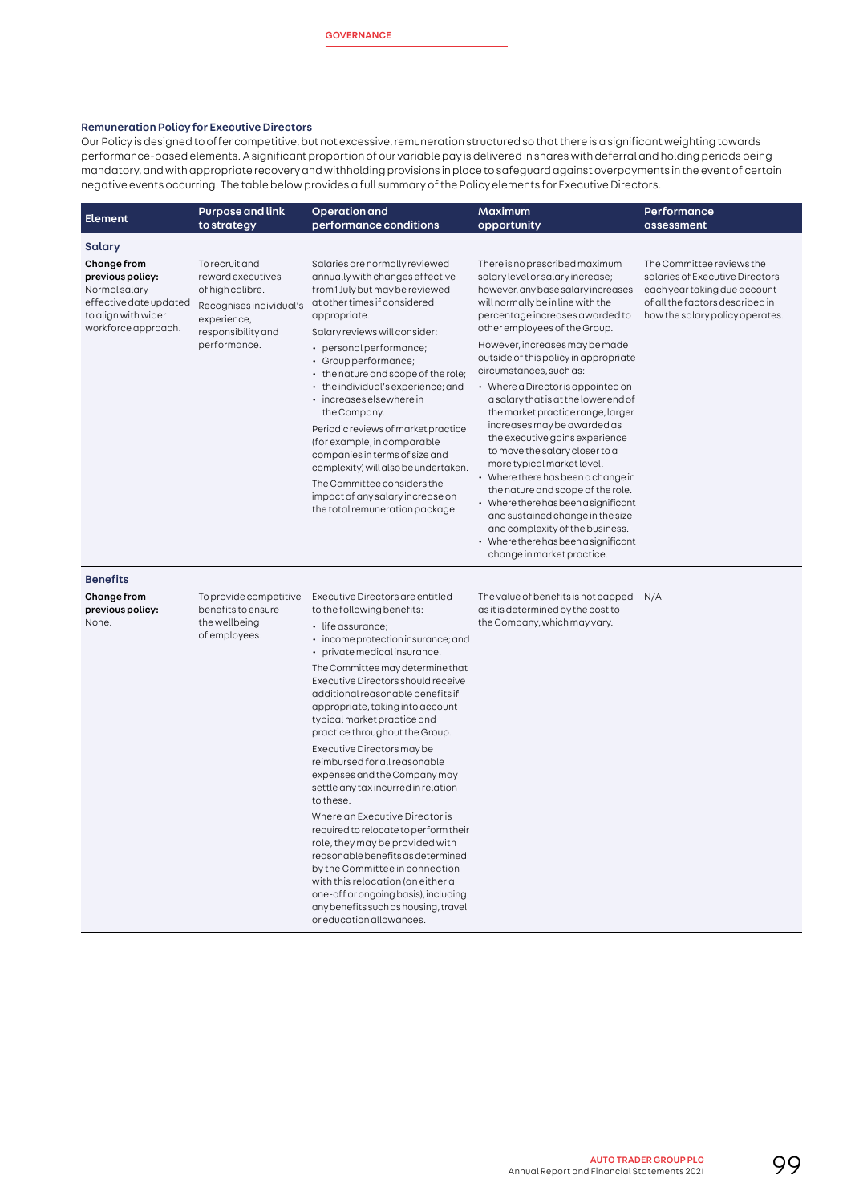### Remuneration Policy for Executive Directors

Our Policy is designed to offer competitive, but not excessive, remuneration structured so that there is a significant weighting towards performance-based elements. A significant proportion of our variable pay is delivered in shares with deferral and holding periods being mandatory, and with appropriate recovery and withholding provisions in place to safeguard against overpayments in the event of certain negative events occurring. The table below provides a full summary of the Policy elements for Executive Directors.

| Element | Purpose and link to strategy | Operation and performance conditions | Maximum opportunity | Performance assessment |
|---|---|---|---|---|
| **Salary** | | | | |
| **Change from previous policy:** Normal salary effective date updated to align with wider workforce approach. | To recruit and reward executives of high calibre.<br>Recognises individual's experience, responsibility and performance. | Salaries are normally reviewed annually with changes effective from 1 July but may be reviewed at other times if considered appropriate.<br>Salary reviews will consider:<br>• personal performance;<br>• Group performance;<br>• the nature and scope of the role;<br>• the individual's experience; and<br>• increases elsewhere in the Company.<br>Periodic reviews of market practice (for example, in comparable companies in terms of size and complexity) will also be undertaken.<br>The Committee considers the impact of any salary increase on the total remuneration package. | There is no prescribed maximum salary level or salary increase; however, any base salary increases will normally be in line with the percentage increases awarded to other employees of the Group.<br>However, increases may be made outside of this policy in appropriate circumstances, such as:<br>• Where a Director is appointed on a salary that is at the lower end of the market practice range, larger increases may be awarded as the executive gains experience to move the salary closer to a more typical market level.<br>• Where there has been a change in the nature and scope of the role.<br>• Where there has been a significant and sustained change in the size and complexity of the business.<br>• Where there has been a significant change in market practice. | The Committee reviews the salaries of Executive Directors each year taking due account of all the factors described in how the salary policy operates. |
| **Benefits** | | | | |
| **Change from previous policy:** None. | To provide competitive benefits to ensure the wellbeing of employees. | Executive Directors are entitled to the following benefits:<br>• life assurance;<br>• income protection insurance; and<br>• private medical insurance.<br>The Committee may determine that Executive Directors should receive additional reasonable benefits if appropriate, taking into account typical market practice and practice throughout the Group.<br>Executive Directors may be reimbursed for all reasonable expenses and the Company may settle any tax incurred in relation to these.<br>Where an Executive Director is required to relocate to perform their role, they may be provided with reasonable benefits as determined by the Committee in connection with this relocation (on either a one-off or ongoing basis), including any benefits such as housing, travel or education allowances. | The value of benefits is not capped as it is determined by the cost to the Company, which may vary. | N/A |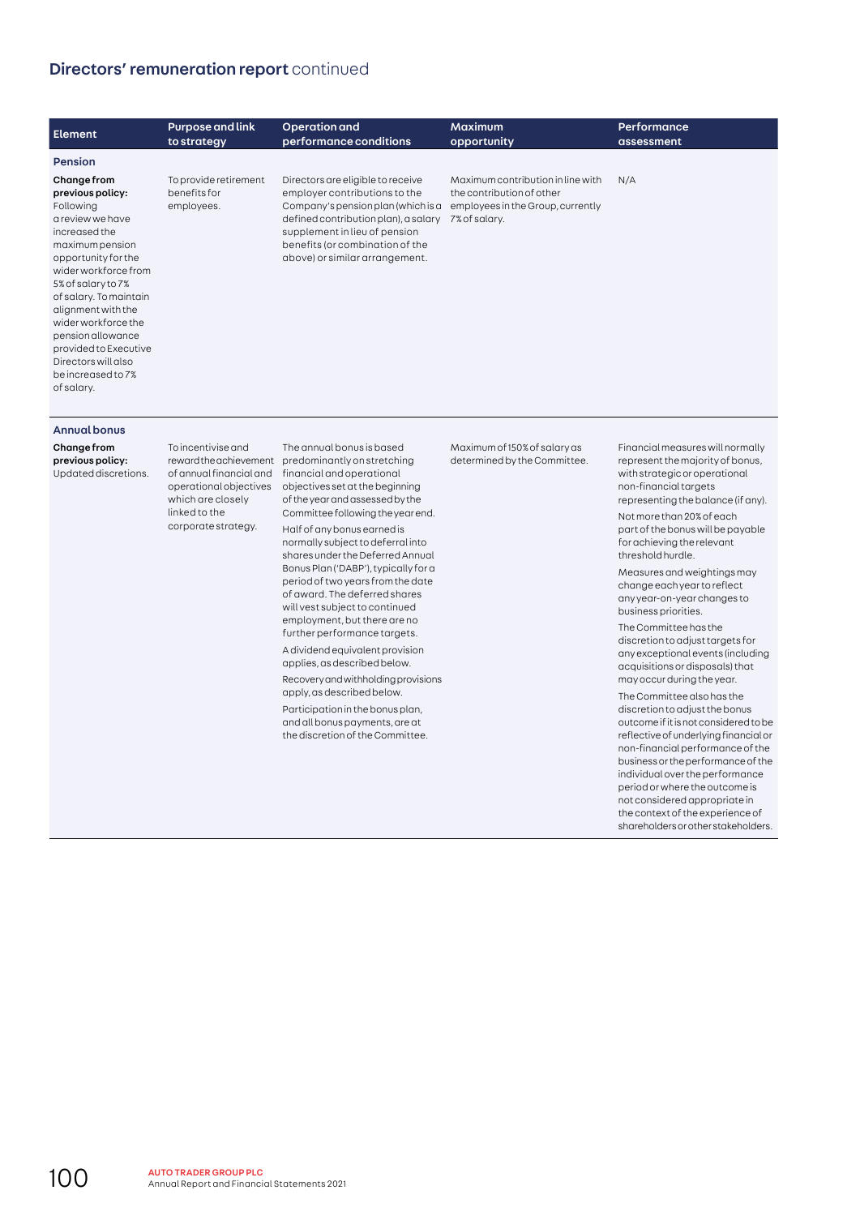## Directors' remuneration report continued

| Element | Purpose and link to strategy | Operation and performance conditions | Maximum opportunity | Performance assessment |
|---|---|---|---|---|
| **Pension** | | | | |
| **Change from previous policy:** Following a review we have increased the maximum pension opportunity for the wider workforce from 5% of salary to 7% of salary. To maintain alignment with the wider workforce the pension allowance provided to Executive Directors will also be increased to 7% of salary. | To provide retirement benefits for employees. | Directors are eligible to receive employer contributions to the Company's pension plan (which is a defined contribution plan), a salary supplement in lieu of pension benefits (or combination of the above) or similar arrangement. | Maximum contribution in line with the contribution of other employees in the Group, currently 7% of salary. | N/A |
| **Annual bonus** | | | | |
| **Change from previous policy:** Updated discretions. | To incentivise and reward the achievement of annual financial and operational objectives which are closely linked to the corporate strategy. | The annual bonus is based predominantly on stretching financial and operational objectives set at the beginning of the year and assessed by the Committee following the year end.<br><br>Half of any bonus earned is normally subject to deferral into shares under the Deferred Annual Bonus Plan ('DABP'), typically for a period of two years from the date of award. The deferred shares will vest subject to continued employment, but there are no further performance targets.<br><br>A dividend equivalent provision applies, as described below.<br><br>Recovery and withholding provisions apply, as described below.<br><br>Participation in the bonus plan, and all bonus payments, are at the discretion of the Committee. | Maximum of 150% of salary as determined by the Committee. | Financial measures will normally represent the majority of bonus, with strategic or operational non-financial targets representing the balance (if any).<br><br>Not more than 20% of each part of the bonus will be payable for achieving the relevant threshold hurdle.<br><br>Measures and weightings may change each year to reflect any year-on-year changes to business priorities.<br><br>The Committee has the discretion to adjust targets for any exceptional events (including acquisitions or disposals) that may occur during the year.<br><br>The Committee also has the discretion to adjust the bonus outcome if it is not considered to be reflective of underlying financial or non-financial performance of the business or the performance of the individual over the performance period or where the outcome is not considered appropriate in the context of the experience of shareholders or other stakeholders. |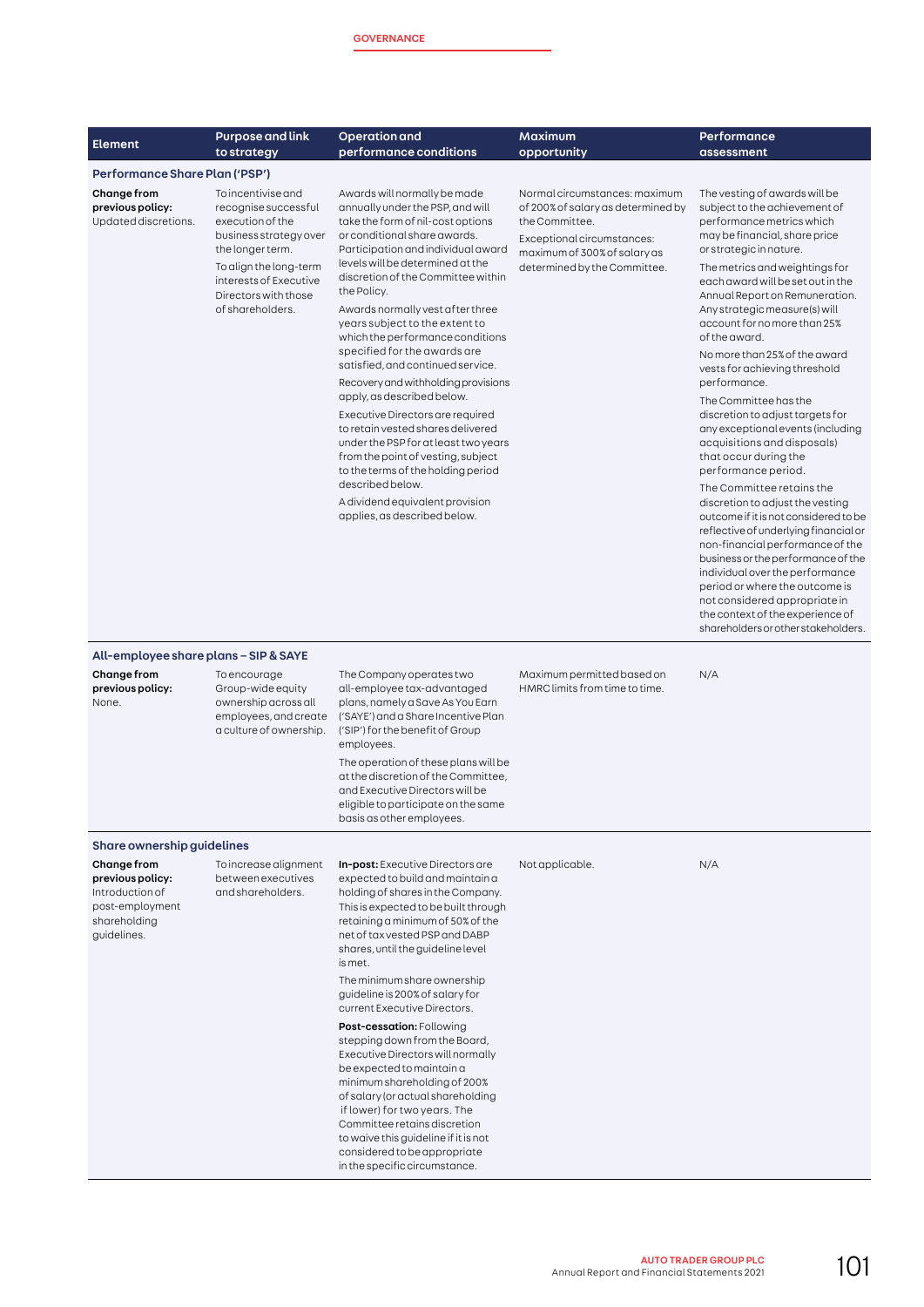| Element | Purpose and link to strategy | Operation and performance conditions | Maximum opportunity | Performance assessment |
|---|---|---|---|---|
| **Performance Share Plan ('PSP')** | | | | |
| **Change from previous policy:** Updated discretions. | To incentivise and recognise successful execution of the business strategy over the longer term.<br><br>To align the long-term interests of Executive Directors with those of shareholders. | Awards will normally be made annually under the PSP, and will take the form of nil-cost options or conditional share awards. Participation and individual award levels will be determined at the discretion of the Committee within the Policy.<br><br>Awards normally vest after three years subject to the extent to which the performance conditions specified for the awards are satisfied, and continued service.<br><br>Recovery and withholding provisions apply, as described below.<br><br>Executive Directors are required to retain vested shares delivered under the PSP for at least two years from the point of vesting, subject to the terms of the holding period described below.<br><br>A dividend equivalent provision applies, as described below. | Normal circumstances: maximum of 200% of salary as determined by the Committee.<br><br>Exceptional circumstances: maximum of 300% of salary as determined by the Committee. | The vesting of awards will be subject to the achievement of performance metrics which may be financial, share price or strategic in nature.<br><br>The metrics and weightings for each award will be set out in the Annual Report on Remuneration. Any strategic measure(s) will account for no more than 25% of the award.<br><br>No more than 25% of the award vests for achieving threshold performance.<br><br>The Committee has the discretion to adjust targets for any exceptional events (including acquisitions and disposals) that occur during the performance period.<br><br>The Committee retains the discretion to adjust the vesting outcome if it is not considered to be reflective of underlying financial or non-financial performance of the business or the performance of the individual over the performance period or where the outcome is not considered appropriate in the context of the experience of shareholders or other stakeholders. |
| **All-employee share plans – SIP & SAYE** | | | | |
| **Change from previous policy:** None. | To encourage Group-wide equity ownership across all employees, and create a culture of ownership. | The Company operates two all-employee tax-advantaged plans, namely a Save As You Earn ('SAYE') and a Share Incentive Plan ('SIP') for the benefit of Group employees.<br><br>The operation of these plans will be at the discretion of the Committee, and Executive Directors will be eligible to participate on the same basis as other employees. | Maximum permitted based on HMRC limits from time to time. | N/A |
| **Share ownership guidelines** | | | | |
| **Change from previous policy:** Introduction of post-employment shareholding guidelines. | To increase alignment between executives and shareholders. | **In-post:** Executive Directors are expected to build and maintain a holding of shares in the Company. This is expected to be built through retaining a minimum of 50% of the net of tax vested PSP and DABP shares, until the guideline level is met.<br><br>The minimum share ownership guideline is 200% of salary for current Executive Directors.<br><br>**Post-cessation:** Following stepping down from the Board, Executive Directors will normally be expected to maintain a minimum shareholding of 200% of salary (or actual shareholding if lower) for two years. The Committee retains discretion to waive this guideline if it is not considered to be appropriate in the specific circumstance. | Not applicable. | N/A |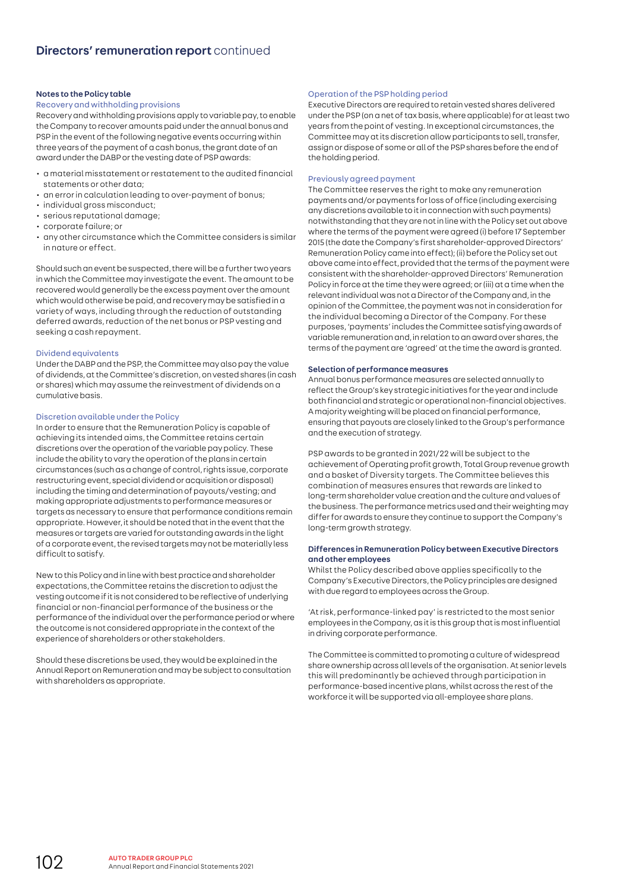### Notes to the Policy table

#### Recovery and withholding provisions

Recovery and withholding provisions apply to variable pay, to enable the Company to recover amounts paid under the annual bonus and PSP in the event of the following negative events occurring within three years of the payment of a cash bonus, the grant date of an award under the DABP or the vesting date of PSP awards:

- a material misstatement or restatement to the audited financial statements or other data;
- an error in calculation leading to over-payment of bonus;
- individual gross misconduct;
- serious reputational damage;
- corporate failure; or
- any other circumstance which the Committee considers is similar in nature or effect.

Should such an event be suspected, there will be a further two years in which the Committee may investigate the event. The amount to be recovered would generally be the excess payment over the amount which would otherwise be paid, and recovery may be satisfied in a variety of ways, including through the reduction of outstanding deferred awards, reduction of the net bonus or PSP vesting and seeking a cash repayment.

#### Dividend equivalents

Under the DABP and the PSP, the Committee may also pay the value of dividends, at the Committee's discretion, on vested shares (in cash or shares) which may assume the reinvestment of dividends on a cumulative basis.

#### Discretion available under the Policy

In order to ensure that the Remuneration Policy is capable of achieving its intended aims, the Committee retains certain discretions over the operation of the variable pay policy. These include the ability to vary the operation of the plans in certain circumstances (such as a change of control, rights issue, corporate restructuring event, special dividend or acquisition or disposal) including the timing and determination of payouts/vesting; and making appropriate adjustments to performance measures or targets as necessary to ensure that performance conditions remain appropriate. However, it should be noted that in the event that the measures or targets are varied for outstanding awards in the light of a corporate event, the revised targets may not be materially less difficult to satisfy.

New to this Policy and in line with best practice and shareholder expectations, the Committee retains the discretion to adjust the vesting outcome if it is not considered to be reflective of underlying financial or non-financial performance of the business or the performance of the individual over the performance period or where the outcome is not considered appropriate in the context of the experience of shareholders or other stakeholders.

Should these discretions be used, they would be explained in the Annual Report on Remuneration and may be subject to consultation with shareholders as appropriate.

#### Operation of the PSP holding period

Executive Directors are required to retain vested shares delivered under the PSP (on a net of tax basis, where applicable) for at least two years from the point of vesting. In exceptional circumstances, the Committee may at its discretion allow participants to sell, transfer, assign or dispose of some or all of the PSP shares before the end of the holding period.

#### Previously agreed payment

The Committee reserves the right to make any remuneration payments and/or payments for loss of office (including exercising any discretions available to it in connection with such payments) notwithstanding that they are not in line with the Policy set out above where the terms of the payment were agreed (i) before 17 September 2015 (the date the Company's first shareholder-approved Directors' Remuneration Policy came into effect); (ii) before the Policy set out above came into effect, provided that the terms of the payment were consistent with the shareholder-approved Directors' Remuneration Policy in force at the time they were agreed; or (iii) at a time when the relevant individual was not a Director of the Company and, in the opinion of the Committee, the payment was not in consideration for the individual becoming a Director of the Company. For these purposes, 'payments' includes the Committee satisfying awards of variable remuneration and, in relation to an award over shares, the terms of the payment are 'agreed' at the time the award is granted.

### Selection of performance measures

Annual bonus performance measures are selected annually to reflect the Group's key strategic initiatives for the year and include both financial and strategic or operational non-financial objectives. A majority weighting will be placed on financial performance, ensuring that payouts are closely linked to the Group's performance and the execution of strategy.

PSP awards to be granted in 2021/22 will be subject to the achievement of Operating profit growth, Total Group revenue growth and a basket of Diversity targets. The Committee believes this combination of measures ensures that rewards are linked to long-term shareholder value creation and the culture and values of the business. The performance metrics used and their weighting may differ for awards to ensure they continue to support the Company's long-term growth strategy.

### Differences in Remuneration Policy between Executive Directors and other employees

Whilst the Policy described above applies specifically to the Company's Executive Directors, the Policy principles are designed with due regard to employees across the Group.

'At risk, performance-linked pay' is restricted to the most senior employees in the Company, as it is this group that is most influential in driving corporate performance.

The Committee is committed to promoting a culture of widespread share ownership across all levels of the organisation. At senior levels this will predominantly be achieved through participation in performance-based incentive plans, whilst across the rest of the workforce it will be supported via all-employee share plans.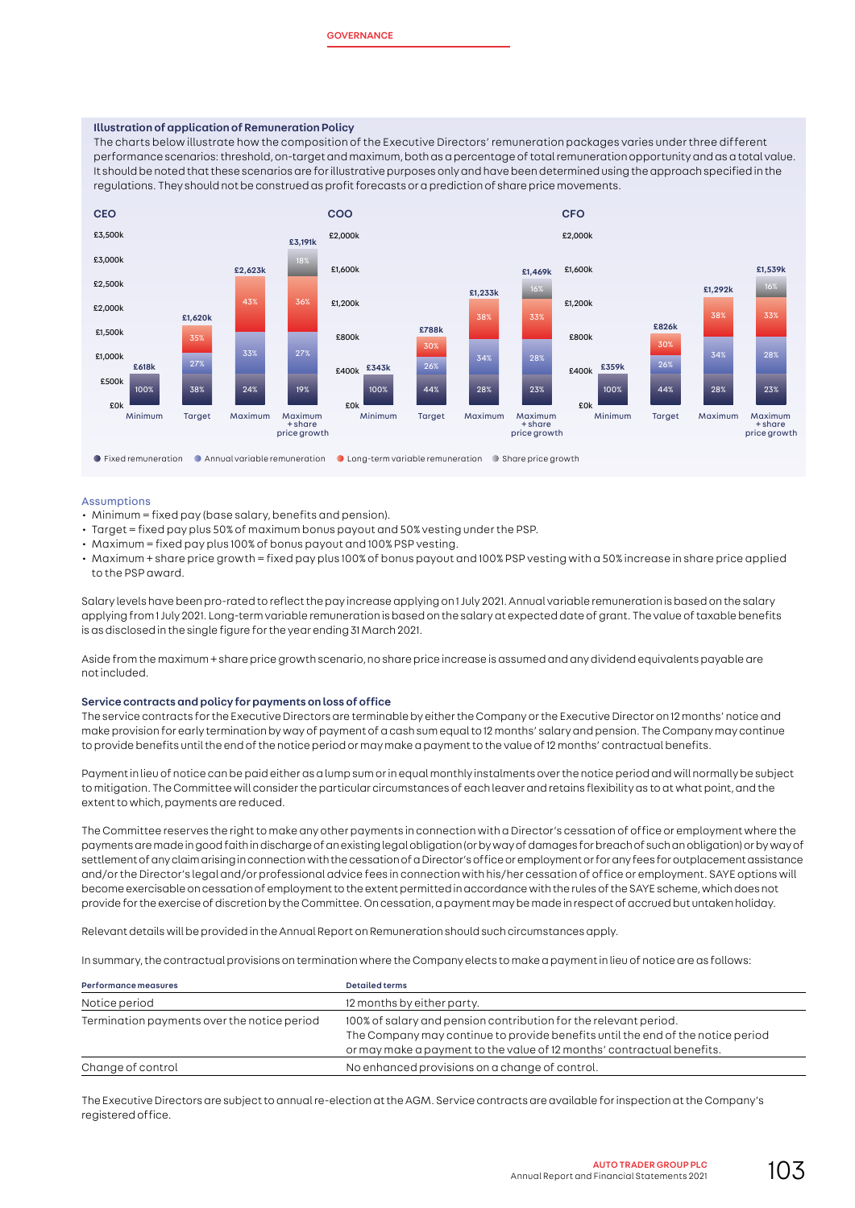GOVERNANCE

### Illustration of application of Remuneration Policy

The charts below illustrate how the composition of the Executive Directors' remuneration packages varies under three different performance scenarios: threshold, on-target and maximum, both as a percentage of total remuneration opportunity and as a total value. It should be noted that these scenarios are for illustrative purposes only and have been determined using the approach specified in the regulations. They should not be construed as profit forecasts or a prediction of share price movements.

**CEO**

| | Minimum | Target | Maximum | Maximum + share price growth |
|---|---|---|---|---|
| Total | £618k | £1,620k | £2,623k | £3,191k |
| Fixed remuneration | 100% | 38% | 24% | 19% |
| Annual variable remuneration | | 27% | 33% | 27% |
| Long-term variable remuneration | | 35% | 43% | 36% |
| Share price growth | | | | 18% |

**COO**

| | Minimum | Target | Maximum | Maximum + share price growth |
|---|---|---|---|---|
| Total | £343k | £788k | £1,233k | £1,469k |
| Fixed remuneration | 100% | 44% | 28% | 23% |
| Annual variable remuneration | | 26% | 34% | 28% |
| Long-term variable remuneration | | 30% | 38% | 33% |
| Share price growth | | | | 16% |

**CFO**

| | Minimum | Target | Maximum | Maximum + share price growth |
|---|---|---|---|---|
| Total | £359k | £826k | £1,292k | £1,539k |
| Fixed remuneration | 100% | 44% | 28% | 23% |
| Annual variable remuneration | | 26% | 34% | 28% |
| Long-term variable remuneration | | 30% | 38% | 33% |
| Share price growth | | | | 16% |

● Fixed remuneration ● Annual variable remuneration ● Long-term variable remuneration ● Share price growth

#### Assumptions

- Minimum = fixed pay (base salary, benefits and pension).
- Target = fixed pay plus 50% of maximum bonus payout and 50% vesting under the PSP.
- Maximum = fixed pay plus 100% of bonus payout and 100% PSP vesting.
- Maximum + share price growth = fixed pay plus 100% of bonus payout and 100% PSP vesting with a 50% increase in share price applied to the PSP award.

Salary levels have been pro-rated to reflect the pay increase applying on 1 July 2021. Annual variable remuneration is based on the salary applying from 1 July 2021. Long-term variable remuneration is based on the salary at expected date of grant. The value of taxable benefits is as disclosed in the single figure for the year ending 31 March 2021.

Aside from the maximum + share price growth scenario, no share price increase is assumed and any dividend equivalents payable are not included.

### Service contracts and policy for payments on loss of office

The service contracts for the Executive Directors are terminable by either the Company or the Executive Director on 12 months' notice and make provision for early termination by way of payment of a cash sum equal to 12 months' salary and pension. The Company may continue to provide benefits until the end of the notice period or make a payment to the value of 12 months' contractual benefits.

Payment in lieu of notice can be paid either as a lump sum or in equal monthly instalments over the notice period and will normally be subject to mitigation. The Committee will consider the particular circumstances of each leaver and retains flexibility as to at what point, and the extent to which, payments are reduced.

The Committee reserves the right to make any other payments in connection with a Director's cessation of office or employment where the payments are made in good faith in discharge of an existing legal obligation (or by way of damages for breach of such an obligation) or by way of settlement of any claim arising in connection with the cessation of a Director's office or employment or for any fees for outplacement assistance and/or the Director's legal and/or professional advice fees in connection with his/her cessation of office or employment. SAYE options will become exercisable on cessation of employment to the extent permitted in accordance with the rules of the SAYE scheme, which does not provide for the exercise of discretion by the Committee. On cessation, a payment may be made in respect of accrued but untaken holiday.

Relevant details will be provided in the Annual Report on Remuneration should such circumstances apply.

In summary, the contractual provisions on termination where the Company elects to make a payment in lieu of notice are as follows:

| Performance measures | Detailed terms |
|---|---|
| Notice period | 12 months by either party. |
| Termination payments over the notice period | 100% of salary and pension contribution for the relevant period. The Company may continue to provide benefits until the end of the notice period or may make a payment to the value of 12 months' contractual benefits. |
| Change of control | No enhanced provisions on a change of control. |

The Executive Directors are subject to annual re-election at the AGM. Service contracts are available for inspection at the Company's registered office.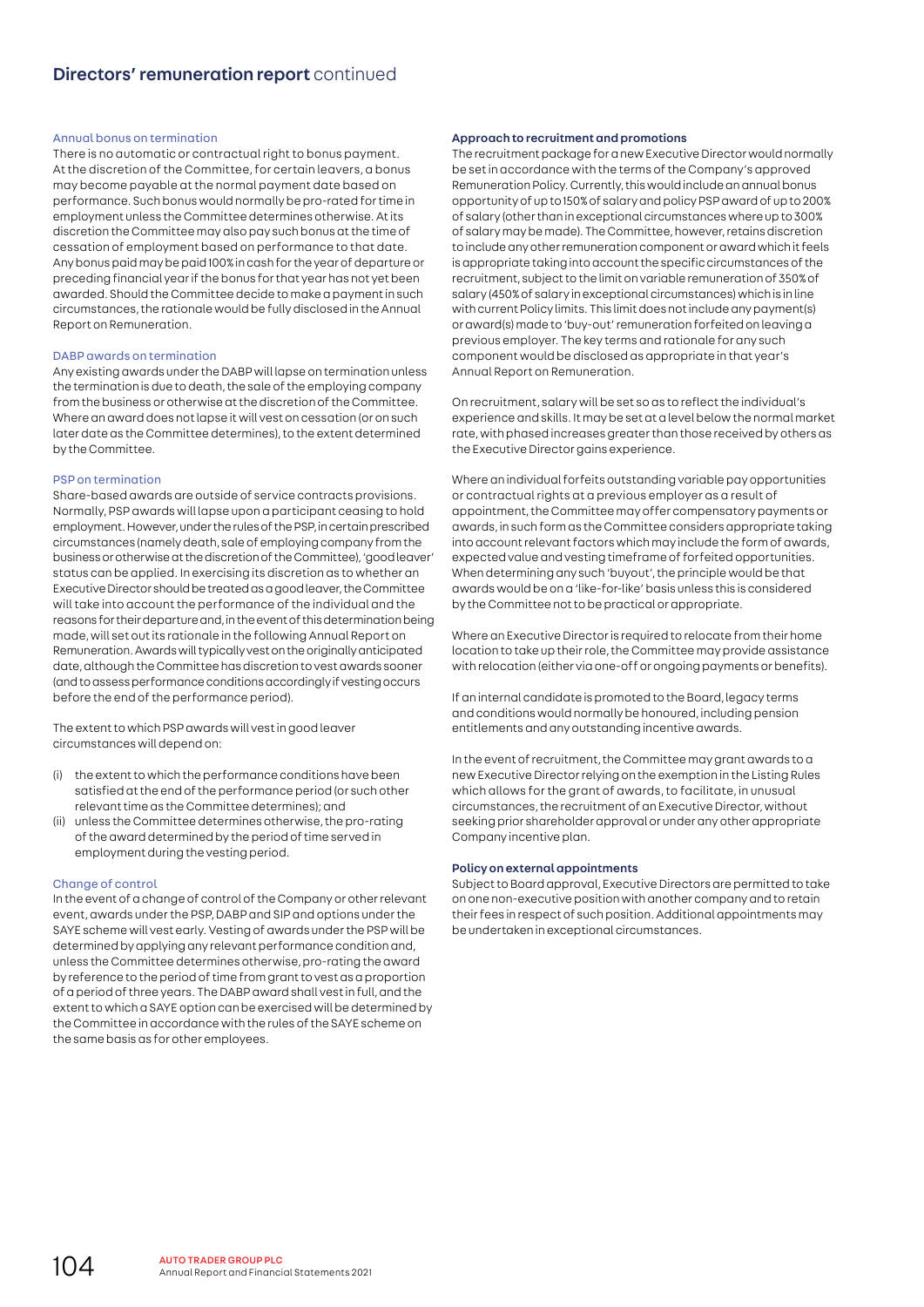## Directors' remuneration report continued

#### Annual bonus on termination

There is no automatic or contractual right to bonus payment. At the discretion of the Committee, for certain leavers, a bonus may become payable at the normal payment date based on performance. Such bonus would normally be pro-rated for time in employment unless the Committee determines otherwise. At its discretion the Committee may also pay such bonus at the time of cessation of employment based on performance to that date. Any bonus paid may be paid 100% in cash for the year of departure or preceding financial year if the bonus for that year has not yet been awarded. Should the Committee decide to make a payment in such circumstances, the rationale would be fully disclosed in the Annual Report on Remuneration.

#### DABP awards on termination

Any existing awards under the DABP will lapse on termination unless the termination is due to death, the sale of the employing company from the business or otherwise at the discretion of the Committee. Where an award does not lapse it will vest on cessation (or on such later date as the Committee determines), to the extent determined by the Committee.

#### PSP on termination

Share-based awards are outside of service contracts provisions. Normally, PSP awards will lapse upon a participant ceasing to hold employment. However, under the rules of the PSP, in certain prescribed circumstances (namely death, sale of employing company from the business or otherwise at the discretion of the Committee), 'good leaver' status can be applied. In exercising its discretion as to whether an Executive Director should be treated as a good leaver, the Committee will take into account the performance of the individual and the reasons for their departure and, in the event of this determination being made, will set out its rationale in the following Annual Report on Remuneration. Awards will typically vest on the originally anticipated date, although the Committee has discretion to vest awards sooner (and to assess performance conditions accordingly if vesting occurs before the end of the performance period).

The extent to which PSP awards will vest in good leaver circumstances will depend on:

(i) the extent to which the performance conditions have been satisfied at the end of the performance period (or such other relevant time as the Committee determines); and
(ii) unless the Committee determines otherwise, the pro-rating of the award determined by the period of time served in employment during the vesting period.

#### Change of control

In the event of a change of control of the Company or other relevant event, awards under the PSP, DABP and SIP and options under the SAYE scheme will vest early. Vesting of awards under the PSP will be determined by applying any relevant performance condition and, unless the Committee determines otherwise, pro-rating the award by reference to the period of time from grant to vest as a proportion of a period of three years. The DABP award shall vest in full, and the extent to which a SAYE option can be exercised will be determined by the Committee in accordance with the rules of the SAYE scheme on the same basis as for other employees.

#### Approach to recruitment and promotions

The recruitment package for a new Executive Director would normally be set in accordance with the terms of the Company's approved Remuneration Policy. Currently, this would include an annual bonus opportunity of up to 150% of salary and policy PSP award of up to 200% of salary (other than in exceptional circumstances where up to 300% of salary may be made). The Committee, however, retains discretion to include any other remuneration component or award which it feels is appropriate taking into account the specific circumstances of the recruitment, subject to the limit on variable remuneration of 350% of salary (450% of salary in exceptional circumstances) which is in line with current Policy limits. This limit does not include any payment(s) or award(s) made to 'buy-out' remuneration forfeited on leaving a previous employer. The key terms and rationale for any such component would be disclosed as appropriate in that year's Annual Report on Remuneration.

On recruitment, salary will be set so as to reflect the individual's experience and skills. It may be set at a level below the normal market rate, with phased increases greater than those received by others as the Executive Director gains experience.

Where an individual forfeits outstanding variable pay opportunities or contractual rights at a previous employer as a result of appointment, the Committee may offer compensatory payments or awards, in such form as the Committee considers appropriate taking into account relevant factors which may include the form of awards, expected value and vesting timeframe of forfeited opportunities. When determining any such 'buyout', the principle would be that awards would be on a 'like-for-like' basis unless this is considered by the Committee not to be practical or appropriate.

Where an Executive Director is required to relocate from their home location to take up their role, the Committee may provide assistance with relocation (either via one-off or ongoing payments or benefits).

If an internal candidate is promoted to the Board, legacy terms and conditions would normally be honoured, including pension entitlements and any outstanding incentive awards.

In the event of recruitment, the Committee may grant awards to a new Executive Director relying on the exemption in the Listing Rules which allows for the grant of awards, to facilitate, in unusual circumstances, the recruitment of an Executive Director, without seeking prior shareholder approval or under any other appropriate Company incentive plan.

#### Policy on external appointments

Subject to Board approval, Executive Directors are permitted to take on one non-executive position with another company and to retain their fees in respect of such position. Additional appointments may be undertaken in exceptional circumstances.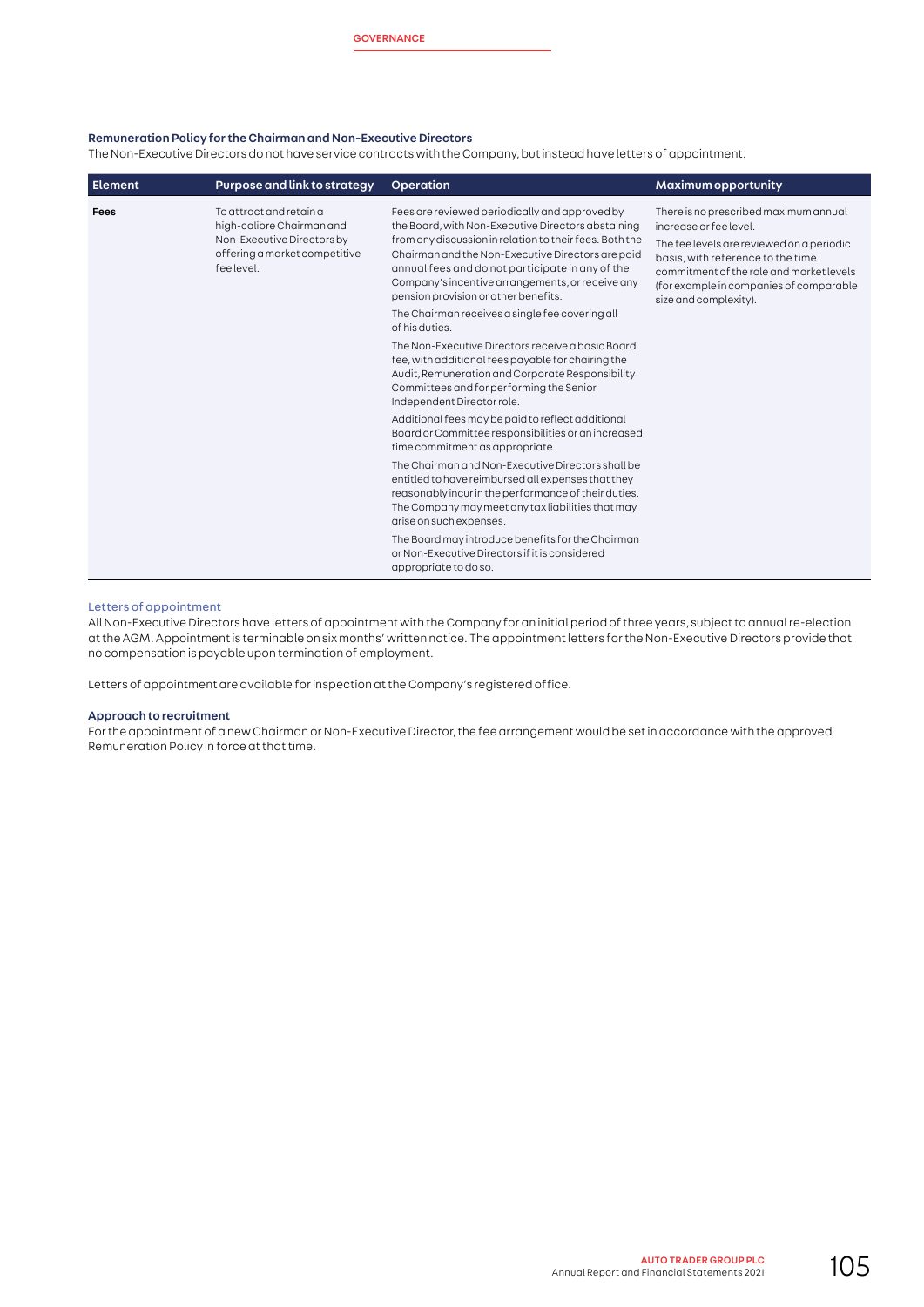### Remuneration Policy for the Chairman and Non-Executive Directors

The Non-Executive Directors do not have service contracts with the Company, but instead have letters of appointment.

| Element | Purpose and link to strategy | Operation | Maximum opportunity |
|---|---|---|---|
| **Fees** | To attract and retain a high-calibre Chairman and Non-Executive Directors by offering a market competitive fee level. | Fees are reviewed periodically and approved by the Board, with Non-Executive Directors abstaining from any discussion in relation to their fees. Both the Chairman and the Non-Executive Directors are paid annual fees and do not participate in any of the Company's incentive arrangements, or receive any pension provision or other benefits.<br><br>The Chairman receives a single fee covering all of his duties.<br><br>The Non-Executive Directors receive a basic Board fee, with additional fees payable for chairing the Audit, Remuneration and Corporate Responsibility Committees and for performing the Senior Independent Director role.<br><br>Additional fees may be paid to reflect additional Board or Committee responsibilities or an increased time commitment as appropriate.<br><br>The Chairman and Non-Executive Directors shall be entitled to have reimbursed all expenses that they reasonably incur in the performance of their duties. The Company may meet any tax liabilities that may arise on such expenses.<br><br>The Board may introduce benefits for the Chairman or Non-Executive Directors if it is considered appropriate to do so. | There is no prescribed maximum annual increase or fee level.<br><br>The fee levels are reviewed on a periodic basis, with reference to the time commitment of the role and market levels (for example in companies of comparable size and complexity). |

#### Letters of appointment

All Non-Executive Directors have letters of appointment with the Company for an initial period of three years, subject to annual re-election at the AGM. Appointment is terminable on six months' written notice. The appointment letters for the Non-Executive Directors provide that no compensation is payable upon termination of employment.

Letters of appointment are available for inspection at the Company's registered office.

#### Approach to recruitment

For the appointment of a new Chairman or Non-Executive Director, the fee arrangement would be set in accordance with the approved Remuneration Policy in force at that time.